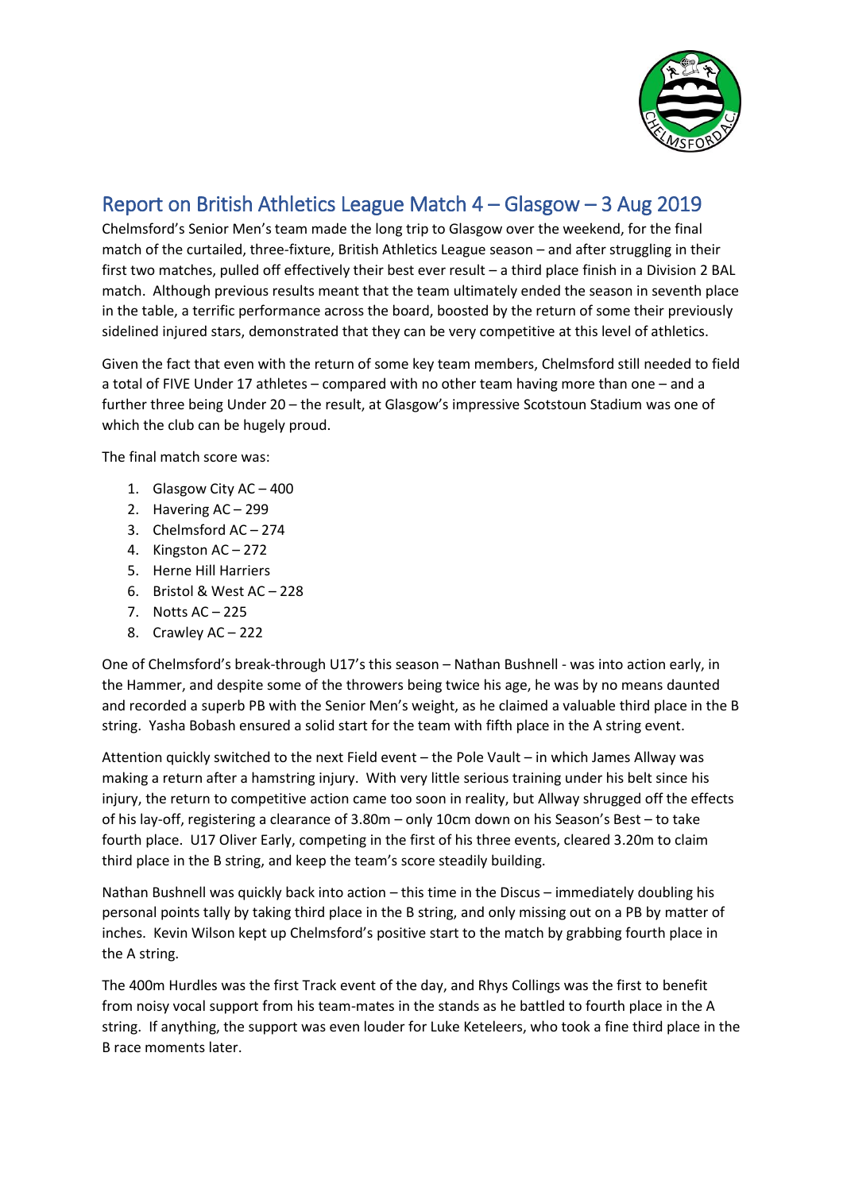# Report on British Athletics League Match 4 – Glasgow – 3 Aug 2019

Chelmsford's Senior Men's team made the long trip to Glasgow over the weekend, for the final match of the curtailed, three-fixture, British Athletics League season – and after struggling in their first two matches, pulled off effectively their best ever result – a third place finish in a Division 2 BAL match. Although previous results meant that the team ultimately ended the season in seventh place in the table, a terrific performance across the board, boosted by the return of some their previously sidelined injured stars, demonstrated that they can be very competitive at this level of athletics.

Given the fact that even with the return of some key team members, Chelmsford still needed to field a total of FIVE Under 17 athletes – compared with no other team having more than one – and a further three being Under 20 – the result, at Glasgow's impressive Scotstoun Stadium was one of which the club can be hugely proud.

The final match score was:

1. Glasgow City AC – 400
2. Havering AC – 299
3. Chelmsford AC – 274
4. Kingston AC – 272
5. Herne Hill Harriers
6. Bristol & West AC – 228
7. Notts AC – 225
8. Crawley AC – 222

One of Chelmsford's break-through U17's this season – Nathan Bushnell - was into action early, in the Hammer, and despite some of the throwers being twice his age, he was by no means daunted and recorded a superb PB with the Senior Men's weight, as he claimed a valuable third place in the B string. Yasha Bobash ensured a solid start for the team with fifth place in the A string event.

Attention quickly switched to the next Field event – the Pole Vault – in which James Allway was making a return after a hamstring injury. With very little serious training under his belt since his injury, the return to competitive action came too soon in reality, but Allway shrugged off the effects of his lay-off, registering a clearance of 3.80m – only 10cm down on his Season's Best – to take fourth place. U17 Oliver Early, competing in the first of his three events, cleared 3.20m to claim third place in the B string, and keep the team's score steadily building.

Nathan Bushnell was quickly back into action – this time in the Discus – immediately doubling his personal points tally by taking third place in the B string, and only missing out on a PB by matter of inches. Kevin Wilson kept up Chelmsford's positive start to the match by grabbing fourth place in the A string.

The 400m Hurdles was the first Track event of the day, and Rhys Collings was the first to benefit from noisy vocal support from his team-mates in the stands as he battled to fourth place in the A string. If anything, the support was even louder for Luke Keteleers, who took a fine third place in the B race moments later.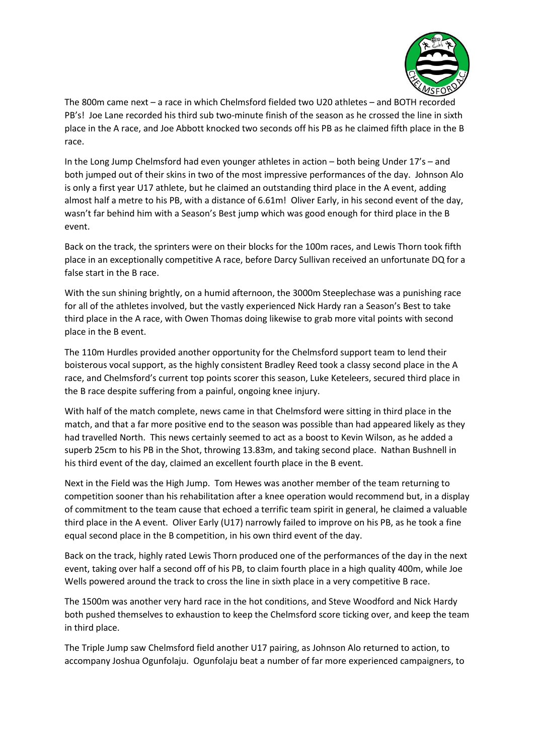The 800m came next – a race in which Chelmsford fielded two U20 athletes – and BOTH recorded PB's! Joe Lane recorded his third sub two-minute finish of the season as he crossed the line in sixth place in the A race, and Joe Abbott knocked two seconds off his PB as he claimed fifth place in the B race.

In the Long Jump Chelmsford had even younger athletes in action – both being Under 17's – and both jumped out of their skins in two of the most impressive performances of the day. Johnson Alo is only a first year U17 athlete, but he claimed an outstanding third place in the A event, adding almost half a metre to his PB, with a distance of 6.61m! Oliver Early, in his second event of the day, wasn't far behind him with a Season's Best jump which was good enough for third place in the B event.

Back on the track, the sprinters were on their blocks for the 100m races, and Lewis Thorn took fifth place in an exceptionally competitive A race, before Darcy Sullivan received an unfortunate DQ for a false start in the B race.

With the sun shining brightly, on a humid afternoon, the 3000m Steeplechase was a punishing race for all of the athletes involved, but the vastly experienced Nick Hardy ran a Season's Best to take third place in the A race, with Owen Thomas doing likewise to grab more vital points with second place in the B event.

The 110m Hurdles provided another opportunity for the Chelmsford support team to lend their boisterous vocal support, as the highly consistent Bradley Reed took a classy second place in the A race, and Chelmsford's current top points scorer this season, Luke Keteleers, secured third place in the B race despite suffering from a painful, ongoing knee injury.

With half of the match complete, news came in that Chelmsford were sitting in third place in the match, and that a far more positive end to the season was possible than had appeared likely as they had travelled North. This news certainly seemed to act as a boost to Kevin Wilson, as he added a superb 25cm to his PB in the Shot, throwing 13.83m, and taking second place. Nathan Bushnell in his third event of the day, claimed an excellent fourth place in the B event.

Next in the Field was the High Jump. Tom Hewes was another member of the team returning to competition sooner than his rehabilitation after a knee operation would recommend but, in a display of commitment to the team cause that echoed a terrific team spirit in general, he claimed a valuable third place in the A event. Oliver Early (U17) narrowly failed to improve on his PB, as he took a fine equal second place in the B competition, in his own third event of the day.

Back on the track, highly rated Lewis Thorn produced one of the performances of the day in the next event, taking over half a second off of his PB, to claim fourth place in a high quality 400m, while Joe Wells powered around the track to cross the line in sixth place in a very competitive B race.

The 1500m was another very hard race in the hot conditions, and Steve Woodford and Nick Hardy both pushed themselves to exhaustion to keep the Chelmsford score ticking over, and keep the team in third place.

The Triple Jump saw Chelmsford field another U17 pairing, as Johnson Alo returned to action, to accompany Joshua Ogunfolaju. Ogunfolaju beat a number of far more experienced campaigners, to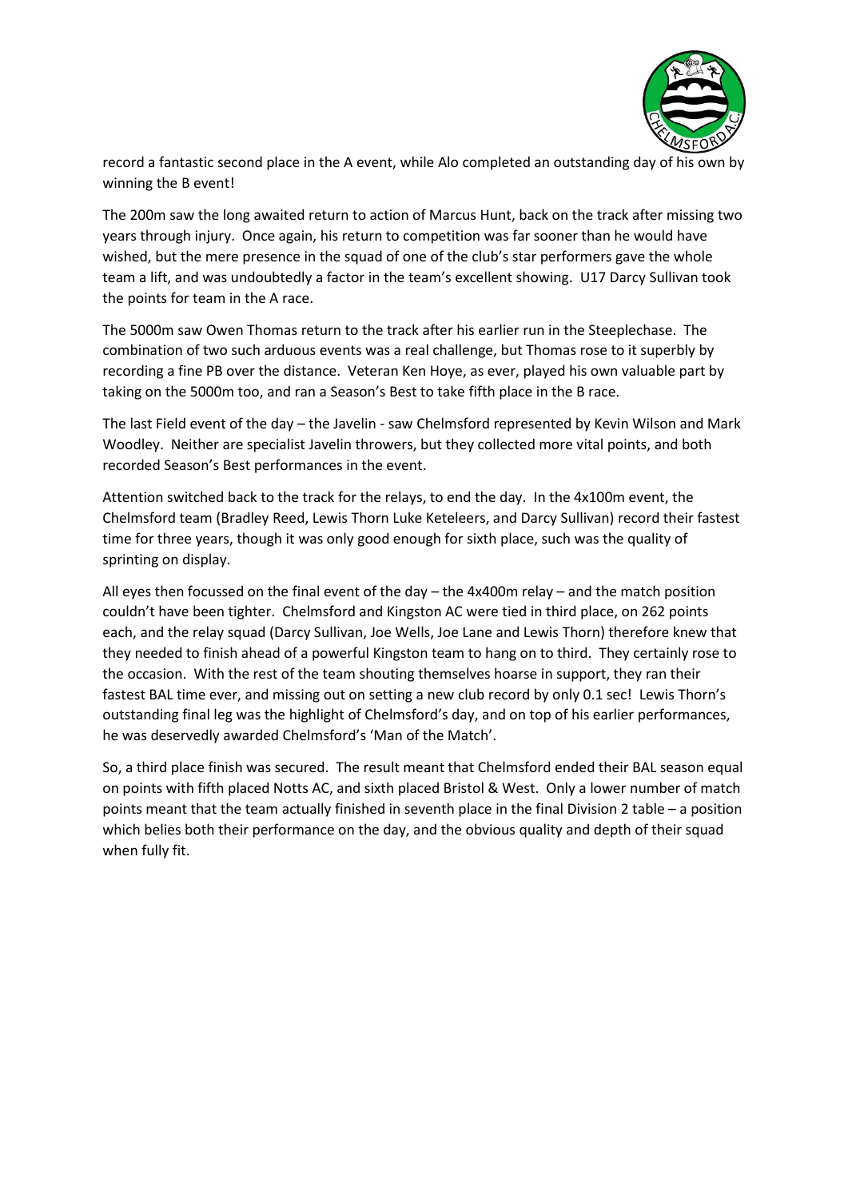record a fantastic second place in the A event, while Alo completed an outstanding day of his own by winning the B event!

The 200m saw the long awaited return to action of Marcus Hunt, back on the track after missing two years through injury. Once again, his return to competition was far sooner than he would have wished, but the mere presence in the squad of one of the club's star performers gave the whole team a lift, and was undoubtedly a factor in the team's excellent showing. U17 Darcy Sullivan took the points for team in the A race.

The 5000m saw Owen Thomas return to the track after his earlier run in the Steeplechase. The combination of two such arduous events was a real challenge, but Thomas rose to it superbly by recording a fine PB over the distance. Veteran Ken Hoye, as ever, played his own valuable part by taking on the 5000m too, and ran a Season's Best to take fifth place in the B race.

The last Field event of the day – the Javelin - saw Chelmsford represented by Kevin Wilson and Mark Woodley. Neither are specialist Javelin throwers, but they collected more vital points, and both recorded Season's Best performances in the event.

Attention switched back to the track for the relays, to end the day. In the 4x100m event, the Chelmsford team (Bradley Reed, Lewis Thorn Luke Keteleers, and Darcy Sullivan) record their fastest time for three years, though it was only good enough for sixth place, such was the quality of sprinting on display.

All eyes then focussed on the final event of the day – the 4x400m relay – and the match position couldn't have been tighter. Chelmsford and Kingston AC were tied in third place, on 262 points each, and the relay squad (Darcy Sullivan, Joe Wells, Joe Lane and Lewis Thorn) therefore knew that they needed to finish ahead of a powerful Kingston team to hang on to third. They certainly rose to the occasion. With the rest of the team shouting themselves hoarse in support, they ran their fastest BAL time ever, and missing out on setting a new club record by only 0.1 sec! Lewis Thorn's outstanding final leg was the highlight of Chelmsford's day, and on top of his earlier performances, he was deservedly awarded Chelmsford's 'Man of the Match'.

So, a third place finish was secured. The result meant that Chelmsford ended their BAL season equal on points with fifth placed Notts AC, and sixth placed Bristol & West. Only a lower number of match points meant that the team actually finished in seventh place in the final Division 2 table – a position which belies both their performance on the day, and the obvious quality and depth of their squad when fully fit.